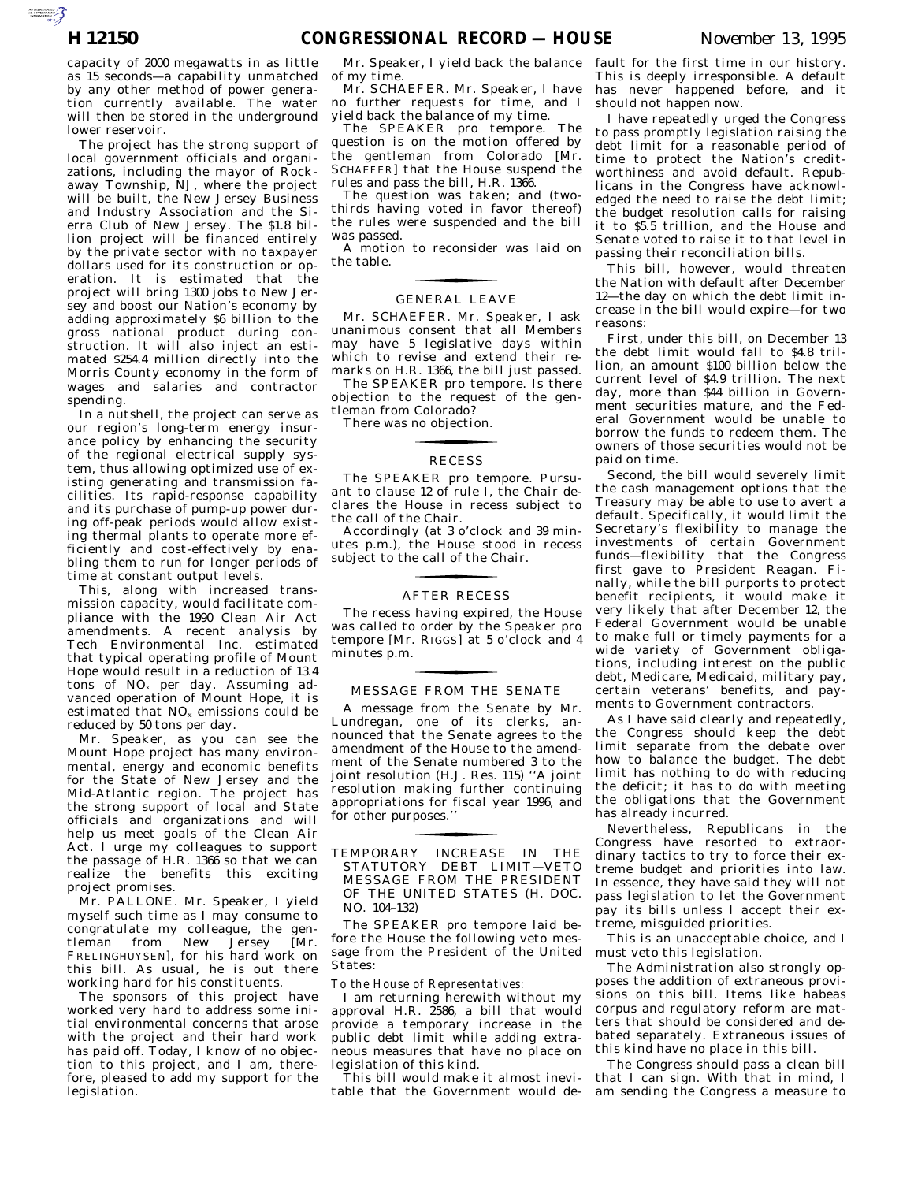capacity of 2000 megawatts in as little as 15 seconds—a capability unmatched by any other method of power generation currently available. The water will then be stored in the underground lower reservoir.

The project has the strong support of local government officials and organizations, including the mayor of Rockaway Township, NJ, where the project will be built, the New Jersey Business and Industry Association and the Sierra Club of New Jersey. The $1.8 billion project will be financed entirely by the private sector with no taxpayer dollars used for its construction or operation. It is estimated that the project will bring 1300 jobs to New Jersey and boost our Nation's economy by adding approximately $6 billion to the gross national product during construction. It will also inject an estimated $254.4 million directly into the Morris County economy in the form of wages and salaries and contractor spending.

In a nutshell, the project can serve as our region's long-term energy insurance policy by enhancing the security of the regional electrical supply system, thus allowing optimized use of existing generating and transmission facilities. Its rapid-response capability and its purchase of pump-up power during off-peak periods would allow existing thermal plants to operate more efficiently and cost-effectively by enabling them to run for longer periods of time at constant output levels.

This, along with increased transmission capacity, would facilitate compliance with the 1990 Clean Air Act amendments. A recent analysis by Tech Environmental Inc. estimated that typical operating profile of Mount Hope would result in a reduction of 13.4 tons of $NO_x$ per day. Assuming advanced operation of Mount Hope, it is estimated that $NO_x$ emissions could be reduced by 50 tons per day.

Mr. Speaker, as you can see the Mount Hope project has many environmental, energy and economic benefits for the State of New Jersey and the Mid-Atlantic region. The project has the strong support of local and State officials and organizations and will help us meet goals of the Clean Air Act. I urge my colleagues to support the passage of H.R. 1366 so that we can realize the benefits this exciting project promises.

Mr. PALLONE. Mr. Speaker, I yield myself such time as I may consume to congratulate my colleague, the gentleman from New Jersey [Mr. FRELINGHUYSEN], for his hard work on this bill. As usual, he is out there working hard for his constituents.

The sponsors of this project have worked very hard to address some initial environmental concerns that arose with the project and their hard work has paid off. Today, I know of no objection to this project, and I am, therefore, pleased to add my support for the legislation.

Mr. Speaker, I yield back the balance of my time.

Mr. SCHAEFER. Mr. Speaker, I have no further requests for time, and I yield back the balance of my time.

The SPEAKER pro tempore. The question is on the motion offered by the gentleman from Colorado [Mr. SCHAEFER] that the House suspend the rules and pass the bill, H.R. 1366.

The question was taken; and (two-thirds having voted in favor thereof) the rules were suspended and the bill was passed.

A motion to reconsider was laid on the table.

## GENERAL LEAVE

Mr. SCHAEFER. Mr. Speaker, I ask unanimous consent that all Members may have 5 legislative days within which to revise and extend their remarks on H.R. 1366, the bill just passed.

The SPEAKER pro tempore. Is there objection to the request of the gentleman from Colorado?

There was no objection.

## RECESS

The SPEAKER pro tempore. Pursuant to clause 12 of rule I, the Chair declares the House in recess subject to the call of the Chair.

Accordingly (at 3 o'clock and 39 minutes p.m.), the House stood in recess subject to the call of the Chair.

## AFTER RECESS

The recess having expired, the House was called to order by the Speaker pro tempore [Mr. RIGGS] at 5 o'clock and 4 minutes p.m.

## MESSAGE FROM THE SENATE

A message from the Senate by Mr. Lundregan, one of its clerks, announced that the Senate agrees to the amendment of the House to the amendment of the Senate numbered 3 to the joint resolution (H.J. Res. 115) ''A joint resolution making further continuing appropriations for fiscal year 1996, and for other purposes.''

## TEMPORARY INCREASE IN THE STATUTORY DEBT LIMIT—VETO MESSAGE FROM THE PRESIDENT OF THE UNITED STATES (H. DOC. NO. 104–132)

The SPEAKER pro tempore laid before the House the following veto message from the President of the United States:

*To the House of Representatives:*

I am returning herewith without my approval H.R. 2586, a bill that would provide a temporary increase in the public debt limit while adding extraneous measures that have no place on legislation of this kind.

This bill would make it almost inevitable that the Government would default for the first time in our history. This is deeply irresponsible. A default has never happened before, and it should not happen now.

I have repeatedly urged the Congress to pass promptly legislation raising the debt limit for a reasonable period of time to protect the Nation's creditworthiness and avoid default. Republicans in the Congress have acknowledged the need to raise the debt limit; the budget resolution calls for raising it to $5.5 trillion, and the House and Senate voted to raise it to that level in passing their reconciliation bills.

This bill, however, would threaten the Nation with default after December 12—the day on which the debt limit increase in the bill would expire—for two reasons:

First, under this bill, on December 13 the debt limit would fall to $4.8 trillion, an amount $100 billion below the current level of $4.9 trillion. The next day, more than $44 billion in Government securities mature, and the Federal Government would be unable to borrow the funds to redeem them. The owners of those securities would not be paid on time.

Second, the bill would severely limit the cash management options that the Treasury may be able to use to avert a default. Specifically, it would limit the Secretary's flexibility to manage the investments of certain Government funds—flexibility that the Congress first gave to President Reagan. Finally, while the bill purports to protect benefit recipients, it would make it very likely that after December 12, the Federal Government would be unable to make full or timely payments for a wide variety of Government obligations, including interest on the public debt, Medicare, Medicaid, military pay, certain veterans' benefits, and payments to Government contractors.

As I have said clearly and repeatedly, the Congress should keep the debt limit separate from the debate over how to balance the budget. The debt limit has nothing to do with reducing the deficit; it has to do with meeting the obligations that the Government has already incurred.

Nevertheless, Republicans in the Congress have resorted to extraordinary tactics to try to force their extreme budget and priorities into law. In essence, they have said they will not pass legislation to let the Government pay its bills unless I accept their extreme, misguided priorities.

This is an unacceptable choice, and I must veto this legislation.

The Administration also strongly opposes the addition of extraneous provisions on this bill. Items like habeas corpus and regulatory reform are matters that should be considered and debated separately. Extraneous issues of this kind have no place in this bill.

The Congress should pass a clean bill that I can sign. With that in mind, I am sending the Congress a measure to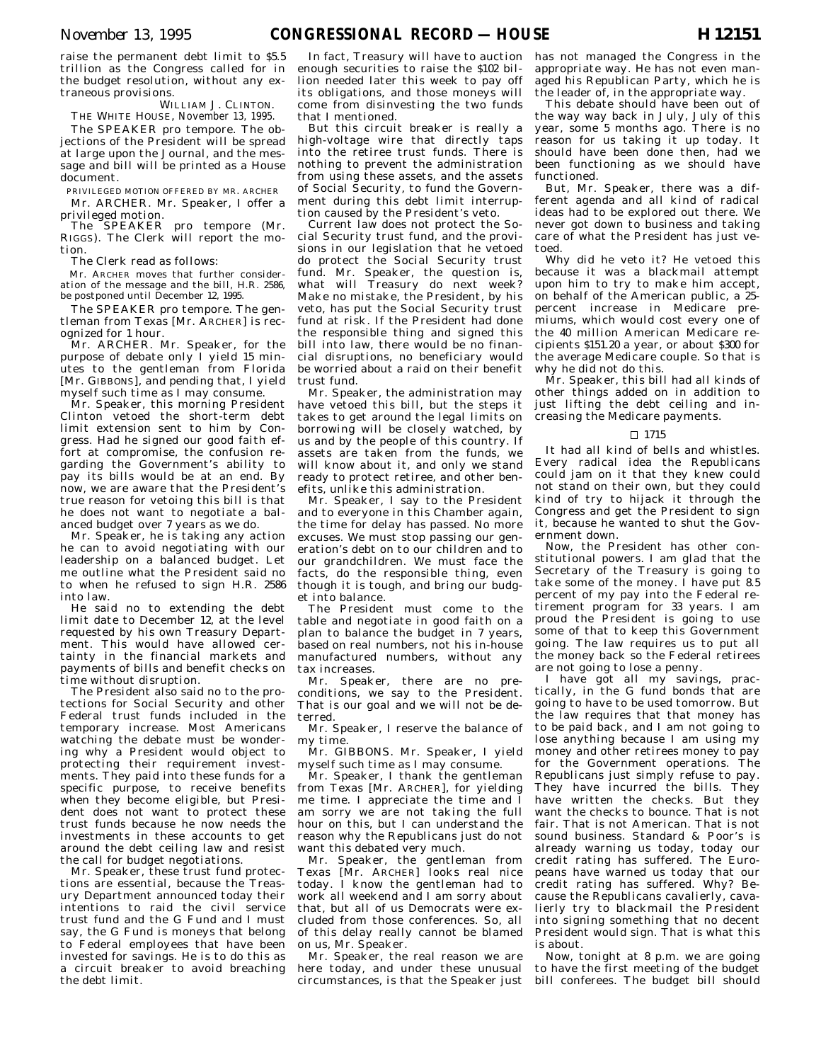raise the permanent debt limit to $5.5 trillion as the Congress called for in the budget resolution, without any extraneous provisions.

WILLIAM J. CLINTON.

THE WHITE HOUSE, *November 13, 1995.*

The SPEAKER pro tempore. The objections of the President will be spread at large upon the Journal, and the message and bill will be printed as a House document.

PRIVILEGED MOTION OFFERED BY MR. ARCHER

Mr. ARCHER. Mr. Speaker, I offer a privileged motion.

The SPEAKER pro tempore (Mr. RIGGS). The Clerk will report the motion.

The Clerk read as follows:

Mr. ARCHER moves that further consideration of the message and the bill, H.R. 2586, be postponed until December 12, 1995.

The SPEAKER pro tempore. The gentleman from Texas [Mr. ARCHER] is recognized for 1 hour.

Mr. ARCHER. Mr. Speaker, for the purpose of debate only I yield 15 minutes to the gentleman from Florida [Mr. GIBBONS], and pending that, I yield myself such time as I may consume.

Mr. Speaker, this morning President Clinton vetoed the short-term debt limit extension sent to him by Congress. Had he signed our good faith effort at compromise, the confusion regarding the Government's ability to pay its bills would be at an end. By now, we are aware that the President's true reason for vetoing this bill is that he does not want to negotiate a balanced budget over 7 years as we do.

Mr. Speaker, he is taking any action he can to avoid negotiating with our leadership on a balanced budget. Let me outline what the President said no to when he refused to sign H.R. 2586 into law.

He said no to extending the debt limit date to December 12, at the level requested by his own Treasury Department. This would have allowed certainty in the financial markets and payments of bills and benefit checks on time without disruption.

The President also said no to the protections for Social Security and other Federal trust funds included in the temporary increase. Most Americans watching the debate must be wondering why a President would object to protecting their requirement investments. They paid into these funds for a specific purpose, to receive benefits when they become eligible, but President does not want to protect these trust funds because he now needs the investments in these accounts to get around the debt ceiling law and resist the call for budget negotiations.

Mr. Speaker, these trust fund protections are essential, because the Treasury Department announced today their intentions to raid the civil service trust fund and the G Fund and I must say, the G Fund is moneys that belong to Federal employees that have been invested for savings. He is to do this as a circuit breaker to avoid breaching the debt limit.

In fact, Treasury will have to auction enough securities to raise the $102 billion needed later this week to pay off its obligations, and those moneys will come from disinvesting the two funds that I mentioned.

But this circuit breaker is really a high-voltage wire that directly taps into the retiree trust funds. There is nothing to prevent the administration from using these assets, and the assets of Social Security, to fund the Government during this debt limit interruption caused by the President's veto.

Current law does not protect the Social Security trust fund, and the provisions in our legislation that he vetoed do protect the Social Security trust fund. Mr. Speaker, the question is, what will Treasury do next week? Make no mistake, the President, by his veto, has put the Social Security trust fund at risk. If the President had done the responsible thing and signed this bill into law, there would be no financial disruptions, no beneficiary would be worried about a raid on their benefit trust fund.

Mr. Speaker, the administration may have vetoed this bill, but the steps it takes to get around the legal limits on borrowing will be closely watched, by us and by the people of this country. If assets are taken from the funds, we will know about it, and only we stand ready to protect retiree, and other benefits, unlike this administration.

Mr. Speaker, I say to the President and to everyone in this Chamber again, the time for delay has passed. No more excuses. We must stop passing our generation's debt on to our children and to our grandchildren. We must face the facts, do the responsible thing, even though it is tough, and bring our budget into balance.

The President must come to the table and negotiate in good faith on a plan to balance the budget in 7 years, based on real numbers, not his in-house manufactured numbers, without any tax increases.

Mr. Speaker, there are no preconditions, we say to the President. That is our goal and we will not be deterred.

Mr. Speaker, I reserve the balance of my time.

Mr. GIBBONS. Mr. Speaker, I yield myself such time as I may consume.

Mr. Speaker, I thank the gentleman from Texas [Mr. ARCHER], for yielding me time. I appreciate the time and I am sorry we are not taking the full hour on this, but I can understand the reason why the Republicans just do not want this debated very much.

Mr. Speaker, the gentleman from Texas [Mr. ARCHER] looks real nice today. I know the gentleman had to work all weekend and I am sorry about that, but all of us Democrats were excluded from those conferences. So, all of this delay really cannot be blamed on us, Mr. Speaker.

Mr. Speaker, the real reason we are here today, and under these unusual circumstances, is that the Speaker just has not managed the Congress in the appropriate way. He has not even managed his Republican Party, which he is the leader of, in the appropriate way.

This debate should have been out of the way way back in July, July of this year, some 5 months ago. There is no reason for us taking it up today. It should have been done then, had we been functioning as we should have functioned.

But, Mr. Speaker, there was a different agenda and all kind of radical ideas had to be explored out there. We never got down to business and taking care of what the President has just vetoed.

Why did he veto it? He vetoed this because it was a blackmail attempt upon him to try to make him accept, on behalf of the American public, a 25-percent increase in Medicare premiums, which would cost every one of the 40 million American Medicare recipients $151.20 a year, or about $300 for the average Medicare couple. So that is why he did not do this.

Mr. Speaker, this bill had all kinds of other things added on in addition to just lifting the debt ceiling and increasing the Medicare payments.

□ 1715

It had all kind of bells and whistles. Every radical idea the Republicans could jam on it that they knew could not stand on their own, but they could kind of try to hijack it through the Congress and get the President to sign it, because he wanted to shut the Government down.

Now, the President has other constitutional powers. I am glad that the Secretary of the Treasury is going to take some of the money. I have put 8.5 percent of my pay into the Federal retirement program for 33 years. I am proud the President is going to use some of that to keep this Government going. The law requires us to put all the money back so the Federal retirees are not going to lose a penny.

I have got all my savings, practically, in the G fund bonds that are going to have to be used tomorrow. But the law requires that that money has to be paid back, and I am not going to lose anything because I am using my money and other retirees money to pay for the Government operations. The Republicans just simply refuse to pay. They have incurred the bills. They have written the checks. But they want the checks to bounce. That is not fair. That is not American. That is not sound business. Standard & Poor's is already warning us today, today our credit rating has suffered. The Europeans have warned us today that our credit rating has suffered. Why? Because the Republicans cavalierly, cavalierly try to blackmail the President into signing something that no decent President would sign. That is what this is about.

Now, tonight at 8 p.m. we are going to have the first meeting of the budget bill conferees. The budget bill should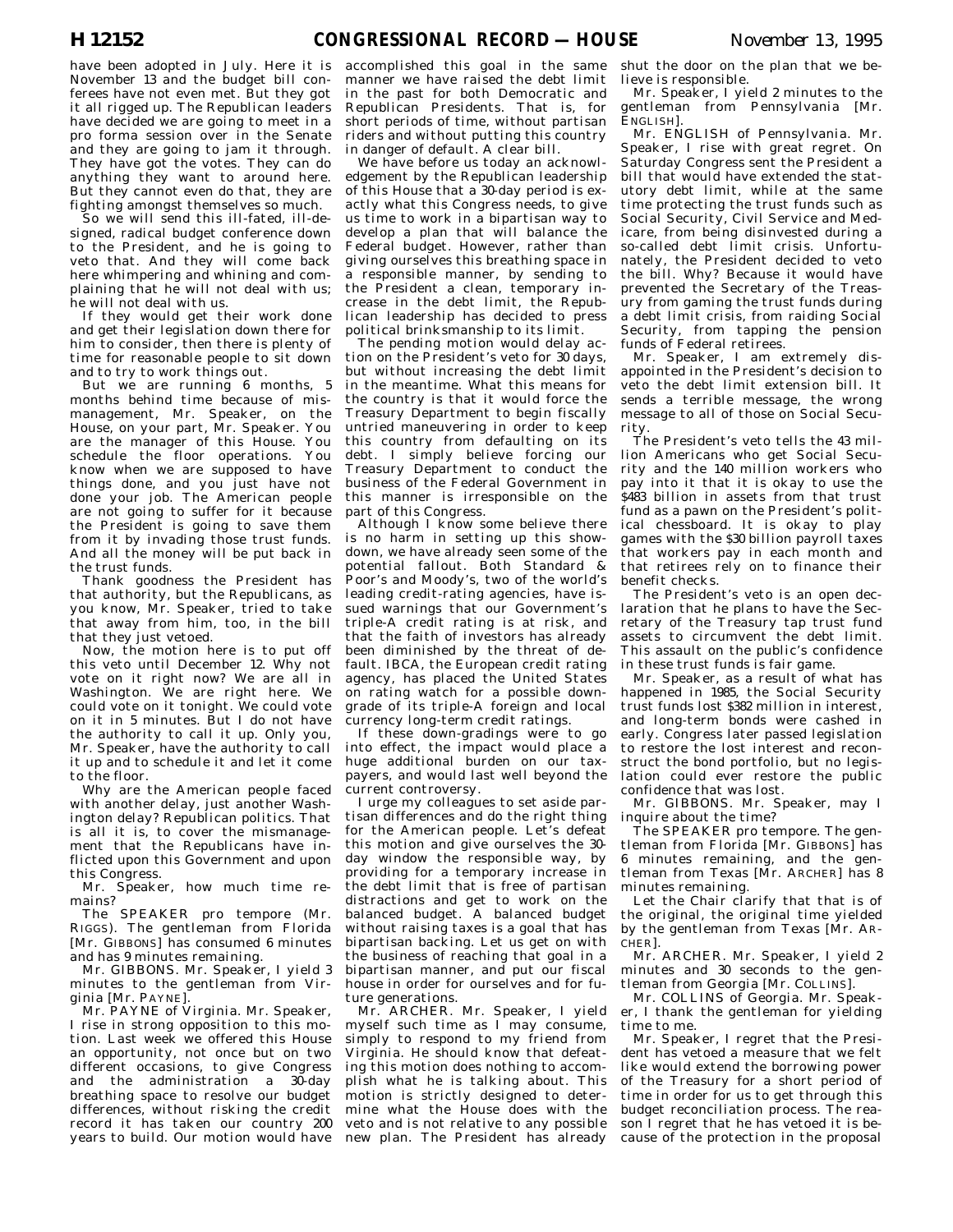have been adopted in July. Here it is November 13 and the budget bill conferees have not even met. But they got it all rigged up. The Republican leaders have decided we are going to meet in a pro forma session over in the Senate and they are going to jam it through. They have got the votes. They can do anything they want to around here. But they cannot even do that, they are fighting amongst themselves so much.

So we will send this ill-fated, ill-designed, radical budget conference down to the President, and he is going to veto that. And they will come back here whimpering and whining and complaining that he will not deal with us; he will not deal with us.

If they would get their work done and get their legislation down there for him to consider, then there is plenty of time for reasonable people to sit down and to try to work things out.

But we are running 6 months, 5 months behind time because of mismanagement, Mr. Speaker, on the House, on your part, Mr. Speaker. You are the manager of this House. You schedule the floor operations. You know when we are supposed to have things done, and you just have not done your job. The American people are not going to suffer for it because the President is going to save them from it by invading those trust funds. And all the money will be put back in the trust funds.

Thank goodness the President has that authority, but the Republicans, as you know, Mr. Speaker, tried to take that away from him, too, in the bill that they just vetoed.

Now, the motion here is to put off this veto until December 12. Why not vote on it right now? We are all in Washington. We are right here. We could vote on it tonight. We could vote on it in 5 minutes. But I do not have the authority to call it up. Only you, Mr. Speaker, have the authority to call it up and to schedule it and let it come to the floor.

Why are the American people faced with another delay, just another Washington delay? Republican politics. That is all it is, to cover the mismanagement that the Republicans have inflicted upon this Government and upon this Congress.

Mr. Speaker, how much time remains?

The SPEAKER pro tempore (Mr. RIGGS). The gentleman from Florida [Mr. GIBBONS] has consumed 6 minutes and has 9 minutes remaining.

Mr. GIBBONS. Mr. Speaker, I yield 3 minutes to the gentleman from Virginia [Mr. PAYNE].

Mr. PAYNE of Virginia. Mr. Speaker, I rise in strong opposition to this motion. Last week we offered this House an opportunity, not once but on two different occasions, to give Congress and the administration a 30-day breathing space to resolve our budget differences, without risking the credit record it has taken our country 200 years to build. Our motion would have accomplished this goal in the same manner we have raised the debt limit in the past for both Democratic and Republican Presidents. That is, for short periods of time, without partisan riders and without putting this country in danger of default. A clear bill.

We have before us today an acknowledgement by the Republican leadership of this House that a 30-day period is exactly what this Congress needs, to give us time to work in a bipartisan way to develop a plan that will balance the Federal budget. However, rather than giving ourselves this breathing space in a responsible manner, by sending to the President a clean, temporary increase in the debt limit, the Republican leadership has decided to press political brinksmanship to its limit.

The pending motion would delay action on the President's veto for 30 days, but without increasing the debt limit in the meantime. What this means for the country is that it would force the Treasury Department to begin fiscally untried maneuvering in order to keep this country from defaulting on its debt. I simply believe forcing our Treasury Department to conduct the business of the Federal Government in this manner is irresponsible on the part of this Congress.

Although I know some believe there is no harm in setting up this showdown, we have already seen some of the potential fallout. Both Standard & Poor's and Moody's, two of the world's leading credit-rating agencies, have issued warnings that our Government's triple-A credit rating is at risk, and that the faith of investors has already been diminished by the threat of default. IBCA, the European credit rating agency, has placed the United States on rating watch for a possible downgrade of its triple-A foreign and local currency long-term credit ratings.

If these down-gradings were to go into effect, the impact would place a huge additional burden on our taxpayers, and would last well beyond the current controversy.

I urge my colleagues to set aside partisan differences and do the right thing for the American people. Let's defeat this motion and give ourselves the 30-day window the responsible way, by providing for a temporary increase in the debt limit that is free of partisan distractions and get to work on the balanced budget. A balanced budget without raising taxes is a goal that has bipartisan backing. Let us get on with the business of reaching that goal in a bipartisan manner, and put our fiscal house in order for ourselves and for future generations.

Mr. ARCHER. Mr. Speaker, I yield myself such time as I may consume, simply to respond to my friend from Virginia. He should know that defeating this motion does nothing to accomplish what he is talking about. This motion is strictly designed to determine what the House does with the veto and is not relative to any possible new plan. The President has already shut the door on the plan that we believe is responsible.

Mr. Speaker, I yield 2 minutes to the gentleman from Pennsylvania [Mr. ENGLISH].

Mr. ENGLISH of Pennsylvania. Mr. Speaker, I rise with great regret. On Saturday Congress sent the President a bill that would have extended the statutory debt limit, while at the same time protecting the trust funds such as Social Security, Civil Service and Medicare, from being disinvested during a so-called debt limit crisis. Unfortunately, the President decided to veto the bill. Why? Because it would have prevented the Secretary of the Treasury from gaming the trust funds during a debt limit crisis, from raiding Social Security, from tapping the pension funds of Federal retirees.

Mr. Speaker, I am extremely disappointed in the President's decision to veto the debt limit extension bill. It sends a terrible message, the wrong message to all of those on Social Security.

The President's veto tells the 43 million Americans who get Social Security and the 140 million workers who pay into it that it is okay to use the $483 billion in assets from that trust fund as a pawn on the President's political chessboard. It is okay to play games with the $30 billion payroll taxes that workers pay in each month and that retirees rely on to finance their benefit checks.

The President's veto is an open declaration that he plans to have the Secretary of the Treasury tap trust fund assets to circumvent the debt limit. This assault on the public's confidence in these trust funds is fair game.

Mr. Speaker, as a result of what has happened in 1985, the Social Security trust funds lost $382 million in interest, and long-term bonds were cashed in early. Congress later passed legislation to restore the lost interest and reconstruct the bond portfolio, but no legislation could ever restore the public confidence that was lost.

Mr. GIBBONS. Mr. Speaker, may I inquire about the time?

The SPEAKER pro tempore. The gentleman from Florida [Mr. GIBBONS] has 6 minutes remaining, and the gentleman from Texas [Mr. ARCHER] has 8 minutes remaining.

Let the Chair clarify that that is of the original, the original time yielded by the gentleman from Texas [Mr. ARCHER].

Mr. ARCHER. Mr. Speaker, I yield 2 minutes and 30 seconds to the gentleman from Georgia [Mr. COLLINS].

Mr. COLLINS of Georgia. Mr. Speaker, I thank the gentleman for yielding time to me.

Mr. Speaker, I regret that the President has vetoed a measure that we felt like would extend the borrowing power of the Treasury for a short period of time in order for us to get through this budget reconciliation process. The reason I regret that he has vetoed it is because of the protection in the proposal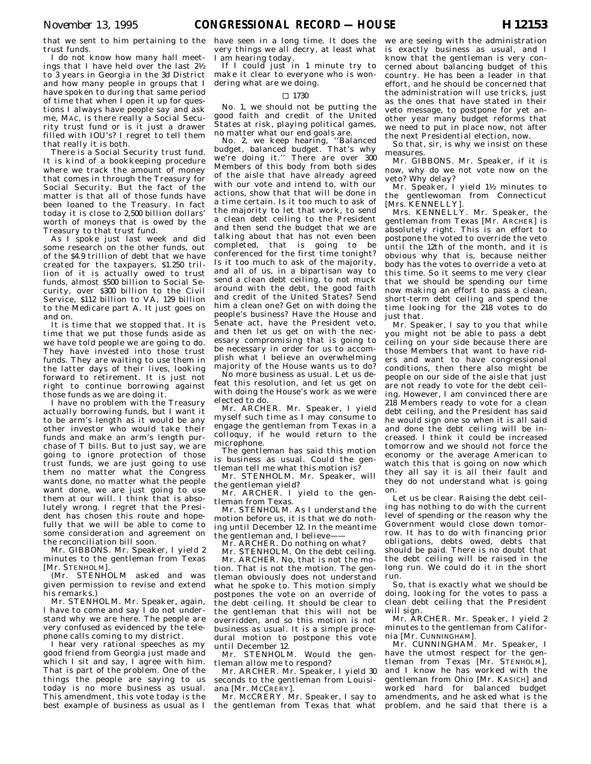that we sent to him pertaining to the trust funds.

I do not know how many hall meetings that I have held over the last 2½ to 3 years in Georgia in the 3d District and how many people in groups that I have spoken to during that same period of time that when I open it up for questions I always have people say and ask me, MAC, is there really a Social Security trust fund or is it just a drawer filled with IOU's? I regret to tell them that really it is both.

There is a Social Security trust fund. It is kind of a bookkeeping procedure where we track the amount of money that comes in through the Treasury for Social Security. But the fact of the matter is that all of those funds have been loaned to the Treasury. In fact today it is close to 2,500 billion dollars' worth of moneys that is owed by the Treasury to that trust fund.

As I spoke just last week and did some research on the other funds, out of the $4.9 trillion of debt that we have created for the taxpayers, $1.250 trillion of it is actually owed to trust funds, almost $500 billion to Social Security, over $300 billion to the Civil Service, $112 billion to VA, 129 billion to the Medicare part A. It just goes on and on.

It is time that we stopped that. It is time that we put those funds aside as we have told people we are going to do. They have invested into those trust funds. They are waiting to use them in the latter days of their lives, looking forward to retirement. It is just not right to continue borrowing against those funds as we are doing it.

I have no problem with the Treasury actually borrowing funds, but I want it to be arm's length as it would be any other investor who would take their funds and make an arm's length purchase of T bills. But to just say, we are going to ignore protection of those trust funds, we are just going to use them no matter what the Congress wants done, no matter what the people want done, we are just going to use them at our will. I think that is absolutely wrong. I regret that the President has chosen this route and hopefully that we will be able to come to some consideration and agreement on the reconciliation bill soon.

Mr. GIBBONS. Mr. Speaker, I yield 2 minutes to the gentleman from Texas [Mr. STENHOLM].

(Mr. STENHOLM asked and was given permission to revise and extend his remarks.)

Mr. STENHOLM. Mr. Speaker, again, I have to come and say I do not understand why we are here. The people are very confused as evidenced by the telephone calls coming to my district.

I hear very rational speeches as my good friend from Georgia just made and which I sit and say, I agree with him. That is part of the problem. One of the things the people are saying to us today is no more business as usual. This amendment, this vote today is the best example of business as usual as I have seen in a long time. It does the very things we all decry, at least what I am hearing today.

If I could just in 1 minute try to make it clear to everyone who is wondering what are we doing.

□ 1730

No. 1, we should not be putting the good faith and credit of the United States at risk, playing political games, no matter what our end goals are.

No. 2, we keep hearing, ''Balanced budget, balanced budget. That's why we're doing it.'' There are over 300 Members of this body from both sides of the aisle that have already agreed with our vote and intend to, with our actions, show that that will be done in a time certain. Is it too much to ask of the majority to let that work, to send a clean debt ceiling to the President and then send the budget that we are talking about that has not even been completed, that is going to be conferenced for the first time tonight? Is it too much to ask of the majority, and all of us, in a bipartisan way to send a clean debt ceiling, to not muck around with the debt, the good faith and credit of the United States? Send him a clean one? Get on with doing the people's business? Have the House and Senate act, have the President veto, and then let us get on with the necessary compromising that is going to be necessary in order for us to accomplish what I believe an overwhelming majority of the House wants us to do?

No more business as usual. Let us defeat this resolution, and let us get on with doing the House's work as we were elected to do.

Mr. ARCHER. Mr. Speaker, I yield myself such time as I may consume to engage the gentleman from Texas in a colloquy, if he would return to the microphone.

The gentleman has said this motion is business as usual. Could the gentleman tell me what this motion is?

Mr. STENHOLM. Mr. Speaker, will the gentleman yield?

Mr. ARCHER. I yield to the gentleman from Texas.

Mr. STENHOLM. As I understand the motion before us, it is that we do nothing until December 12. In the meantime the gentleman and, I believe——

Mr. ARCHER. Do nothing on what?

Mr. STENHOLM. On the debt ceiling.

Mr. ARCHER. No, that is not the motion. That is not the motion. The gentleman obviously does not understand what he spoke to. This motion simply postpones the vote on an override of the debt ceiling. It should be clear to the gentleman that this will not be overridden, and so this motion is not business as usual. It is a simple procedural motion to postpone this vote until December 12.

Mr. STENHOLM. Would the gentleman allow me to respond?

Mr. ARCHER. Mr. Speaker, I yield 30 seconds to the gentleman from Louisiana [Mr. MCCRERY].

Mr. MCCRERY. Mr. Speaker, I say to the gentleman from Texas that what we are seeing with the administration is exactly business as usual, and I know that the gentleman is very concerned about balancing budget of this country. He has been a leader in that effort, and he should be concerned that the administration will use tricks, just as the ones that have stated in their veto message, to postpone for yet another year many budget reforms that we need to put in place now, not after the next Presidential election, now.

So that, sir, is why we insist on these measures.

Mr. GIBBONS. Mr. Speaker, if it is now, why do we not vote now on the veto? Why delay?

Mr. Speaker, I yield 1½ minutes to the gentlewoman from Connecticut [Mrs. KENNELLY].

Mrs. KENNELLY. Mr. Speaker, the gentleman from Texas [Mr. ARCHER] is absolutely right. This is an effort to postpone the voted to override the veto until the 12th of the month, and it is obvious why that is, because neither body has the votes to override a veto at this time. So it seems to me very clear that we should be spending our time now making an effort to pass a clean, short-term debt ceiling and spend the time looking for the 218 votes to do just that.

Mr. Speaker, I say to you that while you might not be able to pass a debt ceiling on your side because there are those Members that want to have riders and want to have congressional conditions, then there also might be people on our side of the aisle that just are not ready to vote for the debt ceiling. However, I am convinced there are 218 Members ready to vote for a clean debt ceiling, and the President has said he would sign one so when it is all said and done the debt ceiling will be increased. I think it could be increased tomorrow and we should not force the economy or the average American to watch this that is going on now which they all say it is all their fault and they do not understand what is going on.

Let us be clear. Raising the debt ceiling has nothing to do with the current level of spending or the reason why the Government would close down tomorrow. It has to do with financing prior obligations, debts owed, debts that should be paid. There is no doubt that the debt ceiling will be raised in the long run. We could do it in the short run.

So, that is exactly what we should be doing, looking for the votes to pass a clean debt ceiling that the President will sign.

Mr. ARCHER. Mr. Speaker, I yield 2 minutes to the gentleman from California [Mr. CUNNINGHAM].

Mr. CUNNINGHAM. Mr. Speaker, I have the utmost respect for the gentleman from Texas [Mr. STENHOLM], and I know he has worked with the gentleman from Ohio [Mr. KASICH] and worked hard for balanced budget amendments, and he asked what is the problem, and he said that there is a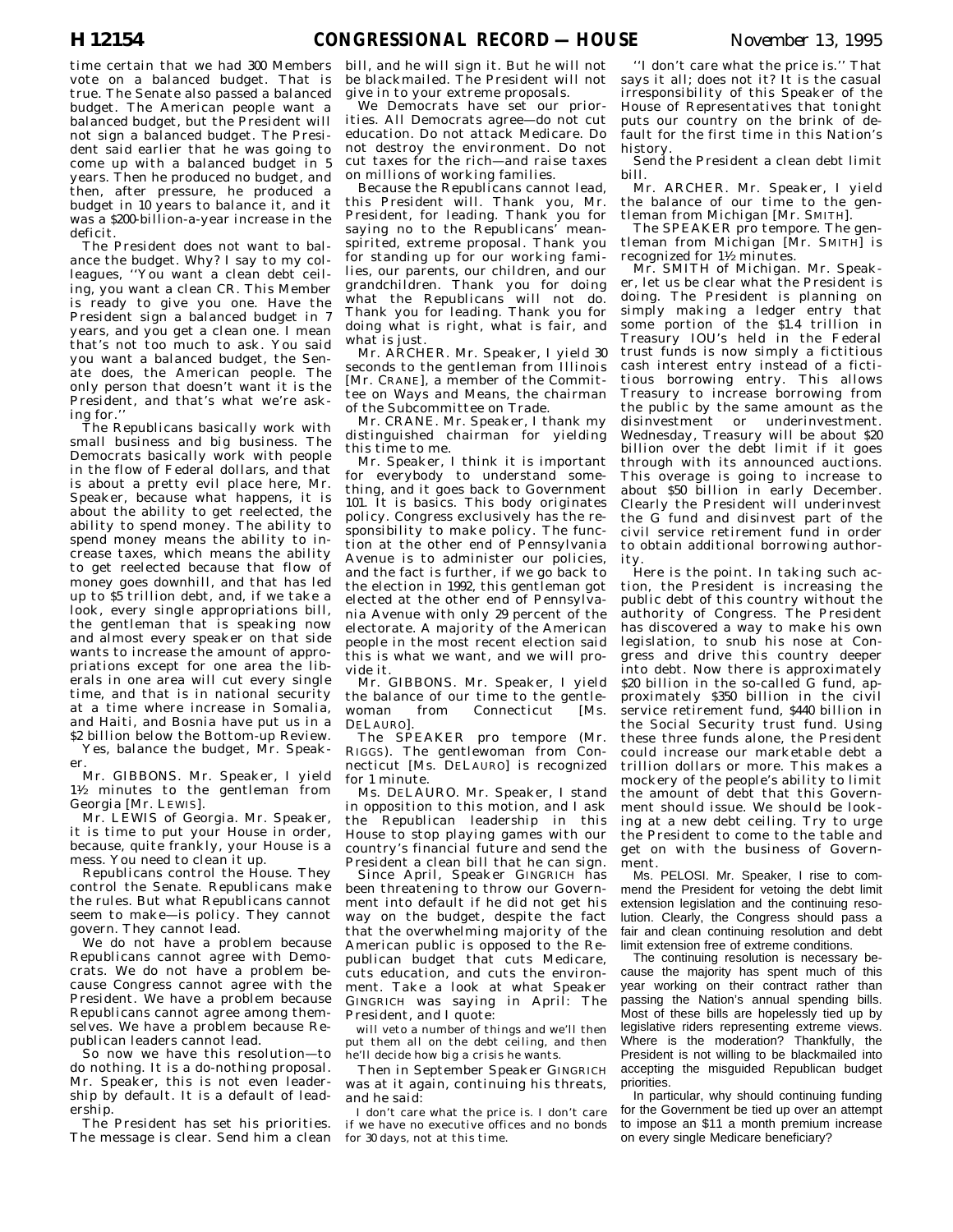time certain that we had 300 Members vote on a balanced budget. That is true. The Senate also passed a balanced budget. The American people want a balanced budget, but the President will not sign a balanced budget. The President said earlier that he was going to come up with a balanced budget in 5 years. Then he produced no budget, and then, after pressure, he produced a budget in 10 years to balance it, and it was a $200-billion-a-year increase in the deficit.

The President does not want to balance the budget. Why? I say to my colleagues, ''You want a clean debt ceiling, you want a clean CR. This Member is ready to give you one. Have the President sign a balanced budget in 7 years, and you get a clean one. I mean that's not too much to ask. You said you want a balanced budget, the Senate does, the American people. The only person that doesn't want it is the President, and that's what we're asking for.''

The Republicans basically work with small business and big business. The Democrats basically work with people in the flow of Federal dollars, and that is about a pretty evil place here, Mr. Speaker, because what happens, it is about the ability to get reelected, the ability to spend money. The ability to spend money means the ability to increase taxes, which means the ability to get reelected because that flow of money goes downhill, and that has led up to $5 trillion debt, and, if we take a look, every single appropriations bill, the gentleman that is speaking now and almost every speaker on that side wants to increase the amount of appropriations except for one area the liberals in one area will cut every single time, and that is in national security at a time where increase in Somalia, and Haiti, and Bosnia have put us in a $2 billion below the Bottom-up Review.

Yes, balance the budget, Mr. Speaker.

Mr. GIBBONS. Mr. Speaker, I yield 1½ minutes to the gentleman from Georgia [Mr. LEWIS].

Mr. LEWIS of Georgia. Mr. Speaker, it is time to put your House in order, because, quite frankly, your House is a mess. You need to clean it up.

Republicans control the House. They control the Senate. Republicans make the rules. But what Republicans cannot seem to make—is policy. They cannot govern. They cannot lead.

We do not have a problem because Republicans cannot agree with Democrats. We do not have a problem because Congress cannot agree with the President. We have a problem because Republicans cannot agree among themselves. We have a problem because Republican leaders cannot lead.

So now we have this resolution—to do nothing. It is a do-nothing proposal. Mr. Speaker, this is not even leadership by default. It is a default of leadership.

The President has set his priorities. The message is clear. Send him a clean bill, and he will sign it. But he will not be blackmailed. The President will not give in to your extreme proposals.

We Democrats have set our priorities. All Democrats agree—do not cut education. Do not attack Medicare. Do not destroy the environment. Do not cut taxes for the rich—and raise taxes on millions of working families.

Because the Republicans cannot lead, this President will. Thank you, Mr. President, for leading. Thank you for saying no to the Republicans' mean-spirited, extreme proposal. Thank you for standing up for our working families, our parents, our children, and our grandchildren. Thank you for doing what the Republicans will not do. Thank you for leading. Thank you for doing what is right, what is fair, and what is just.

Mr. ARCHER. Mr. Speaker, I yield 30 seconds to the gentleman from Illinois [Mr. CRANE], a member of the Committee on Ways and Means, the chairman of the Subcommittee on Trade.

Mr. CRANE. Mr. Speaker, I thank my distinguished chairman for yielding this time to me.

Mr. Speaker, I think it is important for everybody to understand something, and it goes back to Government 101. It is basics. This body originates policy. Congress exclusively has the responsibility to make policy. The function at the other end of Pennsylvania Avenue is to administer our policies, and the fact is further, if we go back to the election in 1992, this gentleman got elected at the other end of Pennsylvania Avenue with only 29 percent of the electorate. A majority of the American people in the most recent election said this is what we want, and we will provide it.

Mr. GIBBONS. Mr. Speaker, I yield the balance of our time to the gentlewoman from Connecticut [Ms. DELAURO].

The SPEAKER pro tempore (Mr. RIGGS). The gentlewoman from Connecticut [Ms. DELAURO] is recognized for 1 minute.

Ms. DELAURO. Mr. Speaker, I stand in opposition to this motion, and I ask the Republican leadership in this House to stop playing games with our country's financial future and send the President a clean bill that he can sign.

Since April, Speaker GINGRICH has been threatening to throw our Government into default if he did not get his way on the budget, despite the fact that the overwhelming majority of the American public is opposed to the Republican budget that cuts Medicare, cuts education, and cuts the environment. Take a look at what Speaker GINGRICH was saying in April: The President, and I quote:

will veto a number of things and we'll then put them all on the debt ceiling, and then he'll decide how big a crisis he wants.

Then in September Speaker GINGRICH was at it again, continuing his threats, and he said:

I don't care what the price is. I don't care if we have no executive offices and no bonds for 30 days, not at this time.

''I don't care what the price is.'' That says it all; does not it? It is the casual irresponsibility of this Speaker of the House of Representatives that tonight puts our country on the brink of default for the first time in this Nation's history.

Send the President a clean debt limit bill.

Mr. ARCHER. Mr. Speaker, I yield the balance of our time to the gentleman from Michigan [Mr. SMITH].

The SPEAKER pro tempore. The gentleman from Michigan [Mr. SMITH] is recognized for 1½ minutes.

Mr. SMITH of Michigan. Mr. Speaker, let us be clear what the President is doing. The President is planning on simply making a ledger entry that some portion of the $1.4 trillion in Treasury IOU's held in the Federal trust funds is now simply a fictitious cash interest entry instead of a fictitious borrowing entry. This allows Treasury to increase borrowing from the public by the same amount as the disinvestment or underinvestment. Wednesday, Treasury will be about $20 billion over the debt limit if it goes through with its announced auctions. This overage is going to increase to about $50 billion in early December. Clearly the President will underinvest the G fund and disinvest part of the civil service retirement fund in order to obtain additional borrowing authority.

Here is the point. In taking such action, the President is increasing the public debt of this country without the authority of Congress. The President has discovered a way to make his own legislation, to snub his nose at Congress and drive this country deeper into debt. Now there is approximately $20 billion in the so-called G fund, approximately $350 billion in the civil service retirement fund, $440 billion in the Social Security trust fund. Using these three funds alone, the President could increase our marketable debt a trillion dollars or more. This makes a mockery of the people's ability to limit the amount of debt that this Government should issue. We should be looking at a new debt ceiling. Try to urge the President to come to the table and get on with the business of Government.

Ms. PELOSI. Mr. Speaker, I rise to commend the President for vetoing the debt limit extension legislation and the continuing resolution. Clearly, the Congress should pass a fair and clean continuing resolution and debt limit extension free of extreme conditions.

The continuing resolution is necessary because the majority has spent much of this year working on their contract rather than passing the Nation's annual spending bills. Most of these bills are hopelessly tied up by legislative riders representing extreme views. Where is the moderation? Thankfully, the President is not willing to be blackmailed into accepting the misguided Republican budget priorities.

In particular, why should continuing funding for the Government be tied up over an attempt to impose an $11 a month premium increase on every single Medicare beneficiary?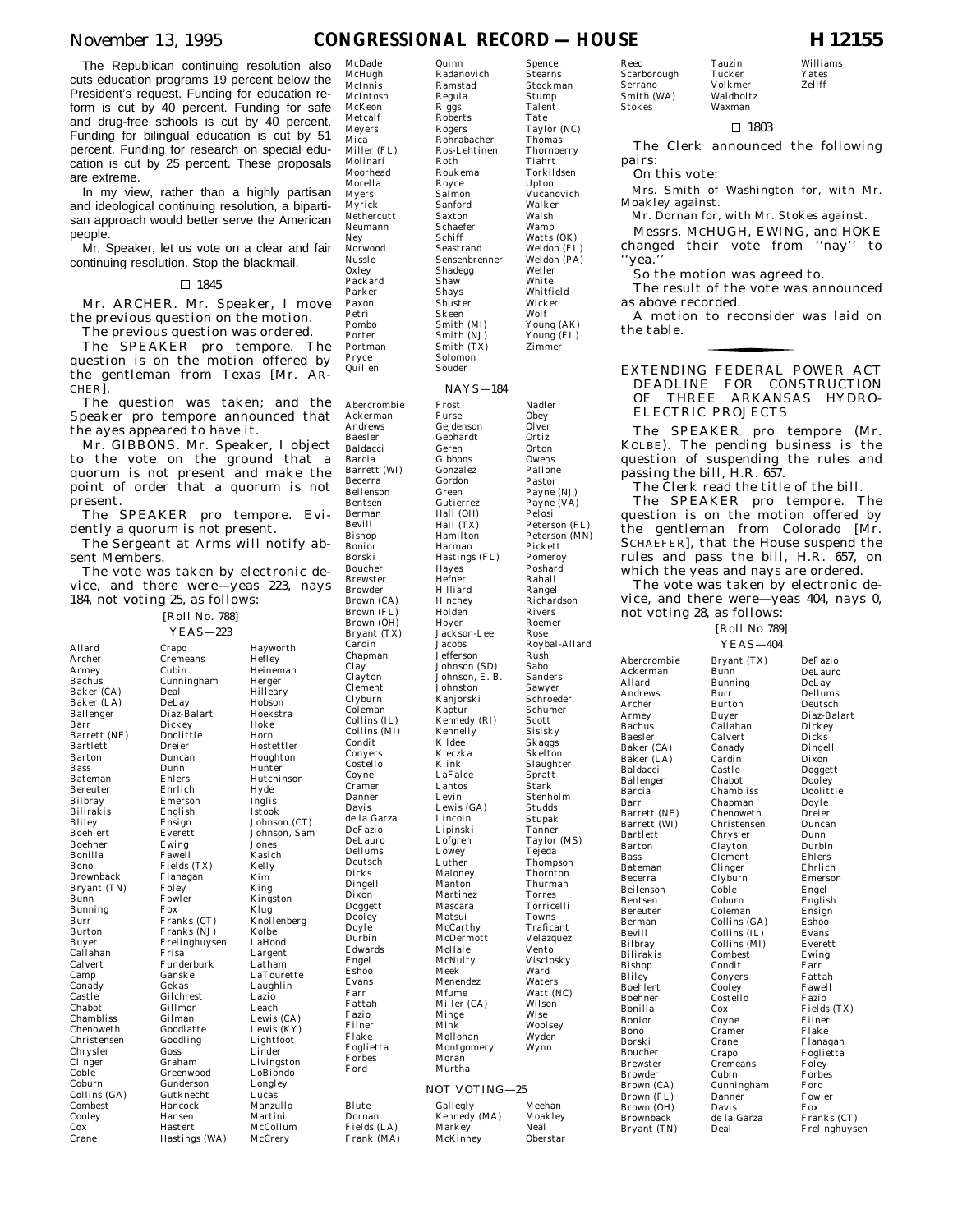The Republican continuing resolution also cuts education programs 19 percent below the President's request. Funding for education reform is cut by 40 percent. Funding for safe and drug-free schools is cut by 40 percent. Funding for bilingual education is cut by 51 percent. Funding for research on special education is cut by 25 percent. These proposals are extreme.

In my view, rather than a highly partisan and ideological continuing resolution, a bipartisan approach would better serve the American people.

Mr. Speaker, let us vote on a clear and fair continuing resolution. Stop the blackmail.

□ 1845

Mr. ARCHER. Mr. Speaker, I move the previous question on the motion.

The previous question was ordered.

The SPEAKER pro tempore. The question is on the motion offered by the gentleman from Texas [Mr. ARCHER].

The question was taken; and the Speaker pro tempore announced that the ayes appeared to have it.

Mr. GIBBONS. Mr. Speaker, I object to the vote on the ground that a quorum is not present and make the point of order that a quorum is not present.

The SPEAKER pro tempore. Evidently a quorum is not present.

The Sergeant at Arms will notify absent Members.

The vote was taken by electronic device, and there were—yeas 223, nays 184, not voting 25, as follows:

[Roll No. 788]

YEAS—223

Allard
Archer
Armey
Bachus
Baker (CA)
Baker (LA)
Ballenger
Barr
Barrett (NE)
Bartlett
Barton
Bass
Bateman
Bereuter
Bilbray
Bilirakis
Bliley
Boehlert
Boehner
Bonilla
Bono
Brownback
Bryant (TN)
Bunn
Bunning
Burr
Burton
Buyer
Callahan
Calvert
Camp
Canady
Castle
Chabot
Chambliss
Chenoweth
Christensen
Chrysler
Clinger
Coble
Coburn
Collins (GA)
Combest
Cooley
Cox
Crane
Crapo
Cremeans
Cubin
Cunningham
Deal
DeLay
Diaz-Balart
Dickey
Doolittle
Dreier
Duncan
Dunn
Ehlers
Ehrlich
Emerson
English
Ensign
Everett
Ewing
Fawell
Fields (TX)
Flanagan
Foley
Fowler
Fox
Franks (CT)
Franks (NJ)
Frelinghuysen
Frisa
Funderburk
Ganske
Gekas
Gilchrest
Gillmor
Gilman
Goodlatte
Goodling
Goss
Graham
Greenwood
Gunderson
Gutknecht
Hancock
Hansen
Hastert
Hastings (WA)
Hayworth
Hefley
Heineman
Herger
Hilleary
Hobson
Hoekstra
Hoke
Horn
Hostettler
Houghton
Hunter
Hutchinson
Hyde
Inglis
Istook
Johnson (CT)
Johnson, Sam
Jones
Kasich
Kelly
Kim
King
Kingston
Klug
Knollenberg
Kolbe
LaHood
Largent
Latham
LaTourette
Laughlin
Lazio
Leach
Lewis (CA)
Lewis (KY)
Lightfoot
Linder
Livingston
LoBiondo
Longley
Lucas
Manzullo
Martini
McCollum
McCrery
McDade
McHugh
McInnis
McIntosh
McKeon
Metcalf
Meyers
Mica
Miller (FL)
Molinari
Moorhead
Morella
Myers
Myrick
Nethercutt
Neumann
Ney
Norwood
Nussle
Oxley
Packard
Parker
Paxon
Petri
Pombo
Porter
Portman
Pryce
Quillen
Quinn
Radanovich
Ramstad
Regula
Riggs
Roberts
Rogers
Rohrabacher
Ros-Lehtinen
Roth
Roukema
Royce
Salmon
Sanford
Saxton
Schaefer
Schiff
Seastrand
Sensenbrenner
Shadegg
Shaw
Shays
Shuster
Skeen
Smith (MI)
Smith (NJ)
Smith (TX)
Solomon
Souder
Spence
Stearns
Stockman
Stump
Talent
Tate
Taylor (NC)
Thomas
Thornberry
Tiahrt
Torkildsen
Upton
Vucanovich
Walker
Walsh
Wamp
Watts (OK)
Weldon (FL)
Weldon (PA)
Weller
White
Whitfield
Wicker
Wolf
Young (AK)
Young (FL)
Zimmer

NAYS—184

Abercrombie
Ackerman
Andrews
Baesler
Baldacci
Barcia
Barrett (WI)
Becerra
Beilenson
Bentsen
Berman
Bevill
Bishop
Bonior
Borski
Boucher
Brewster
Browder
Brown (CA)
Brown (FL)
Brown (OH)
Bryant (TX)
Cardin
Chapman
Clay
Clayton
Clement
Clyburn
Coleman
Collins (IL)
Collins (MI)
Condit
Conyers
Costello
Coyne
Cramer
Danner
Davis
de la Garza
DeFazio
DeLauro
Dellums
Deutsch
Dicks
Dingell
Dixon
Doggett
Dooley
Doyle
Durbin
Edwards
Engel
Eshoo
Evans
Farr
Fattah
Fazio
Filner
Flake
Foglietta
Forbes
Ford
Frost
Furse
Gejdenson
Gephardt
Geren
Gibbons
Gonzalez
Gordon
Green
Gutierrez
Hall (OH)
Hall (TX)
Hamilton
Harman
Hastings (FL)
Hayes
Hefner
Hilliard
Hinchey
Holden
Hoyer
Jackson-Lee
Jacobs
Jefferson
Johnson (SD)
Johnson, E. B.
Johnston
Kanjorski
Kaptur
Kennedy (RI)
Kennelly
Kildee
Kleczka
Klink
LaFalce
Lantos
Levin
Lewis (GA)
Lincoln
Lipinski
Lofgren
Lowey
Luther
Maloney
Manton
Martinez
Mascara
Matsui
McCarthy
McDermott
McHale
McNulty
Meek
Menendez
Mfume
Miller (CA)
Minge
Mink
Mollohan
Montgomery
Moran
Murtha
Nadler
Obey
Olver
Ortiz
Orton
Owens
Pallone
Pastor
Payne (NJ)
Payne (VA)
Pelosi
Peterson (FL)
Peterson (MN)
Pickett
Pomeroy
Poshard
Rahall
Rangel
Richardson
Rivers
Roemer
Rose
Roybal-Allard
Rush
Sabo
Sanders
Sawyer
Schroeder
Schumer
Scott
Sisisky
Skaggs
Skelton
Slaughter
Spratt
Stark
Stenholm
Studds
Stupak
Tanner
Taylor (MS)
Tejeda
Thompson
Thornton
Thurman
Torres
Torricelli
Towns
Traficant
Velazquez
Vento
Visclosky
Ward
Waters
Watt (NC)
Wilson
Wise
Woolsey
Wyden
Wynn

NOT VOTING—25

Blute
Dornan
Fields (LA)
Frank (MA)
Gallegly
Kennedy (MA)
Markey
McKinney
Meehan
Moakley
Neal
Oberstar
Reed
Scarborough
Serrano
Smith (WA)
Stokes
Tauzin
Tucker
Volkmer
Waldholtz
Waxman
Williams
Yates
Zeliff

□ 1803

The Clerk announced the following pairs:

On this vote:

Mrs. Smith of Washington for, with Mr. Moakley against.

Mr. Dornan for, with Mr. Stokes against.

Messrs. MCHUGH, EWING, and HOKE changed their vote from ''nay'' to ''yea.''

So the motion was agreed to.

The result of the vote was announced as above recorded.

A motion to reconsider was laid on the table.

## EXTENDING FEDERAL POWER ACT DEADLINE FOR CONSTRUCTION OF THREE ARKANSAS HYDROELECTRIC PROJECTS

The SPEAKER pro tempore (Mr. KOLBE). The pending business is the question of suspending the rules and passing the bill, H.R. 657.

The Clerk read the title of the bill.

The SPEAKER pro tempore. The question is on the motion offered by the gentleman from Colorado [Mr. SCHAEFER], that the House suspend the rules and pass the bill, H.R. 657, on which the yeas and nays are ordered.

The vote was taken by electronic device, and there were—yeas 404, nays 0, not voting 28, as follows:

[Roll No 789]

YEAS—404

Abercrombie
Ackerman
Allard
Andrews
Archer
Armey
Bachus
Baesler
Baker (CA)
Baker (LA)
Baldacci
Ballenger
Barcia
Barr
Barrett (NE)
Barrett (WI)
Bartlett
Barton
Bass
Bateman
Becerra
Beilenson
Bentsen
Bereuter
Berman
Bevill
Bilbray
Bilirakis
Bishop
Bliley
Boehlert
Boehner
Bonilla
Bonior
Bono
Borski
Boucher
Brewster
Browder
Brown (CA)
Brown (FL)
Brown (OH)
Brownback
Bryant (TN)
Bryant (TX)
Bunn
Bunning
Burr
Burton
Buyer
Callahan
Calvert
Canady
Cardin
Castle
Chabot
Chambliss
Chapman
Chenoweth
Christensen
Chrysler
Clayton
Clement
Clinger
Clyburn
Coble
Coburn
Coleman
Collins (GA)
Collins (IL)
Collins (MI)
Combest
Condit
Conyers
Cooley
Costello
Cox
Coyne
Cramer
Crane
Crapo
Cremeans
Cubin
Cunningham
Danner
Davis
de la Garza
Deal
DeFazio
DeLauro
DeLay
Dellums
Deutsch
Diaz-Balart
Dickey
Dicks
Dingell
Dixon
Doggett
Dooley
Doolittle
Doyle
Dreier
Duncan
Dunn
Durbin
Ehlers
Ehrlich
Emerson
Engel
English
Ensign
Eshoo
Evans
Everett
Ewing
Farr
Fattah
Fawell
Fazio
Fields (TX)
Filner
Flake
Flanagan
Foglietta
Foley
Forbes
Ford
Fowler
Fox
Franks (CT)
Frelinghuysen